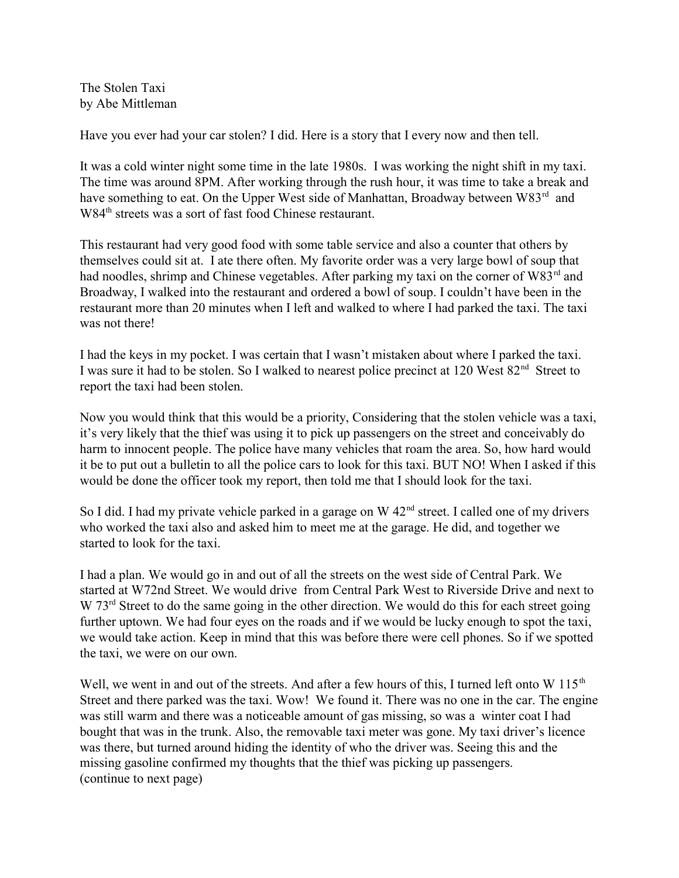The Stolen Taxi
by Abe Mittleman

Have you ever had your car stolen? I did. Here is a story that I every now and then tell.

It was a cold winter night some time in the late 1980s. I was working the night shift in my taxi. The time was around 8PM. After working through the rush hour, it was time to take a break and have something to eat. On the Upper West side of Manhattan, Broadway between W83rd and W84th streets was a sort of fast food Chinese restaurant.

This restaurant had very good food with some table service and also a counter that others by themselves could sit at. I ate there often. My favorite order was a very large bowl of soup that had noodles, shrimp and Chinese vegetables. After parking my taxi on the corner of W83rd and Broadway, I walked into the restaurant and ordered a bowl of soup. I couldn't have been in the restaurant more than 20 minutes when I left and walked to where I had parked the taxi. The taxi was not there!

I had the keys in my pocket. I was certain that I wasn't mistaken about where I parked the taxi. I was sure it had to be stolen. So I walked to nearest police precinct at 120 West 82nd Street to report the taxi had been stolen.

Now you would think that this would be a priority, Considering that the stolen vehicle was a taxi, it's very likely that the thief was using it to pick up passengers on the street and conceivably do harm to innocent people. The police have many vehicles that roam the area. So, how hard would it be to put out a bulletin to all the police cars to look for this taxi. BUT NO! When I asked if this would be done the officer took my report, then told me that I should look for the taxi.

So I did. I had my private vehicle parked in a garage on W 42nd street. I called one of my drivers who worked the taxi also and asked him to meet me at the garage. He did, and together we started to look for the taxi.

I had a plan. We would go in and out of all the streets on the west side of Central Park. We started at W72nd Street. We would drive from Central Park West to Riverside Drive and next to W 73rd Street to do the same going in the other direction. We would do this for each street going further uptown. We had four eyes on the roads and if we would be lucky enough to spot the taxi, we would take action. Keep in mind that this was before there were cell phones. So if we spotted the taxi, we were on our own.

Well, we went in and out of the streets. And after a few hours of this, I turned left onto W 115th Street and there parked was the taxi. Wow! We found it. There was no one in the car. The engine was still warm and there was a noticeable amount of gas missing, so was a winter coat I had bought that was in the trunk. Also, the removable taxi meter was gone. My taxi driver's licence was there, but turned around hiding the identity of who the driver was. Seeing this and the missing gasoline confirmed my thoughts that the thief was picking up passengers.
(continue to next page)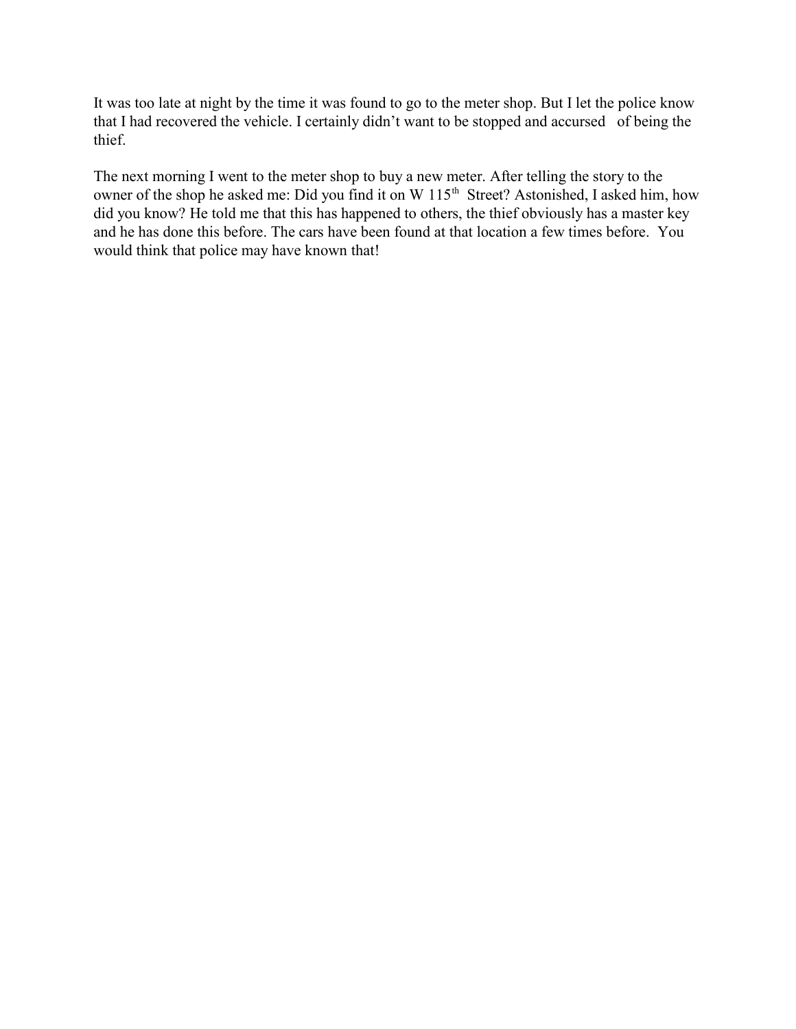It was too late at night by the time it was found to go to the meter shop. But I let the police know that I had recovered the vehicle. I certainly didn't want to be stopped and accursed of being the thief.

The next morning I went to the meter shop to buy a new meter. After telling the story to the owner of the shop he asked me: Did you find it on W 115th Street? Astonished, I asked him, how did you know? He told me that this has happened to others, the thief obviously has a master key and he has done this before. The cars have been found at that location a few times before. You would think that police may have known that!